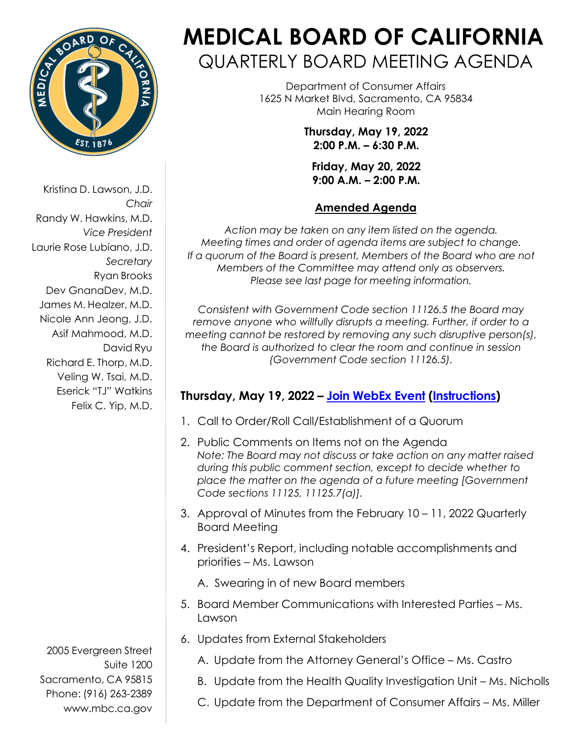# MEDICAL BOARD OF CALIFORNIA

## QUARTERLY BOARD MEETING AGENDA

Department of Consumer Affairs
1625 N Market Blvd, Sacramento, CA 95834
Main Hearing Room

**Thursday, May 19, 2022**
**2:00 P.M. – 6:30 P.M.**

**Friday, May 20, 2022**
**9:00 A.M. – 2:00 P.M.**

Kristina D. Lawson, J.D.
*Chair*
Randy W. Hawkins, M.D.
*Vice President*
Laurie Rose Lubiano, J.D.
*Secretary*
Ryan Brooks
Dev GnanaDev, M.D.
James M. Healzer, M.D.
Nicole Ann Jeong, J.D.
Asif Mahmood, M.D.
David Ryu
Richard E. Thorp, M.D.
Veling W. Tsai, M.D.
Eserick "TJ" Watkins
Felix C. Yip, M.D.

2005 Evergreen Street
Suite 1200
Sacramento, CA 95815
Phone: (916) 263-2389
www.mbc.ca.gov

**Amended Agenda**

*Action may be taken on any item listed on the agenda.*
*Meeting times and order of agenda items are subject to change.*
*If a quorum of the Board is present, Members of the Board who are not Members of the Committee may attend only as observers.*
*Please see last page for meeting information.*

*Consistent with Government Code section 11126.5 the Board may remove anyone who willfully disrupts a meeting. Further, if order to a meeting cannot be restored by removing any such disruptive person(s), the Board is authorized to clear the room and continue in session (Government Code section 11126.5).*

### Thursday, May 19, 2022 – Join WebEx Event (Instructions)

1. Call to Order/Roll Call/Establishment of a Quorum
2. Public Comments on Items not on the Agenda
   *Note: The Board may not discuss or take action on any matter raised during this public comment section, except to decide whether to place the matter on the agenda of a future meeting [Government Code sections 11125, 11125.7(a)].*
3. Approval of Minutes from the February 10 – 11, 2022 Quarterly Board Meeting
4. President's Report, including notable accomplishments and priorities – Ms. Lawson
   A. Swearing in of new Board members
5. Board Member Communications with Interested Parties – Ms. Lawson
6. Updates from External Stakeholders
   A. Update from the Attorney General's Office – Ms. Castro
   B. Update from the Health Quality Investigation Unit – Ms. Nicholls
   C. Update from the Department of Consumer Affairs – Ms. Miller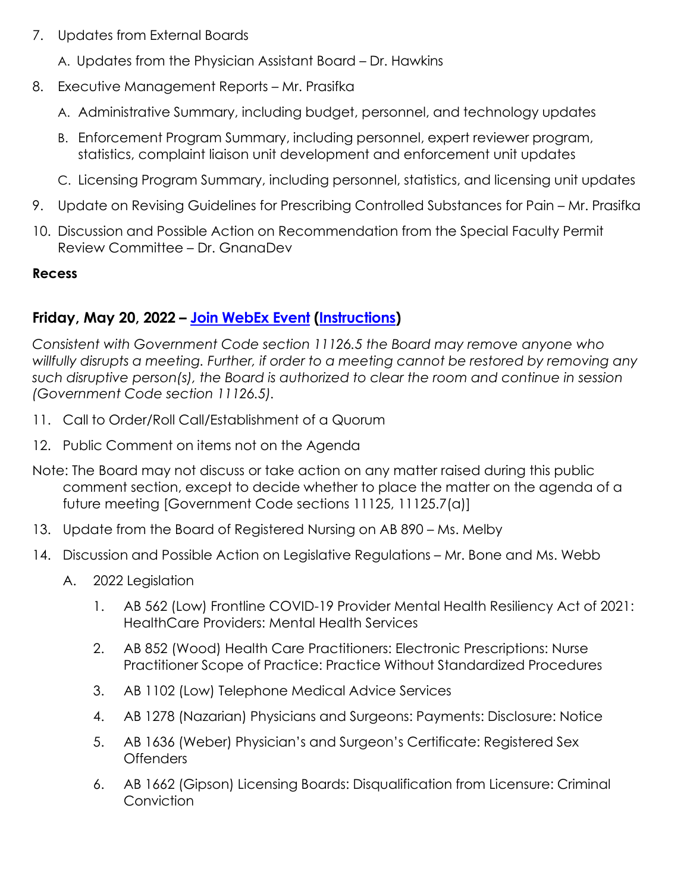7. Updates from External Boards

   A. Updates from the Physician Assistant Board – Dr. Hawkins

8. Executive Management Reports – Mr. Prasifka

   A. Administrative Summary, including budget, personnel, and technology updates

   B. Enforcement Program Summary, including personnel, expert reviewer program, statistics, complaint liaison unit development and enforcement unit updates

   C. Licensing Program Summary, including personnel, statistics, and licensing unit updates

9. Update on Revising Guidelines for Prescribing Controlled Substances for Pain – Mr. Prasifka

10. Discussion and Possible Action on Recommendation from the Special Faculty Permit Review Committee – Dr. GnanaDev

**Recess**

**Friday, May 20, 2022 – Join WebEx Event (Instructions)**

*Consistent with Government Code section 11126.5 the Board may remove anyone who willfully disrupts a meeting. Further, if order to a meeting cannot be restored by removing any such disruptive person(s), the Board is authorized to clear the room and continue in session (Government Code section 11126.5).*

11. Call to Order/Roll Call/Establishment of a Quorum

12. Public Comment on items not on the Agenda

Note: The Board may not discuss or take action on any matter raised during this public comment section, except to decide whether to place the matter on the agenda of a future meeting [Government Code sections 11125, 11125.7(a)]

13. Update from the Board of Registered Nursing on AB 890 – Ms. Melby

14. Discussion and Possible Action on Legislative Regulations – Mr. Bone and Ms. Webb

    A. 2022 Legislation

       1. AB 562 (Low) Frontline COVID-19 Provider Mental Health Resiliency Act of 2021: HealthCare Providers: Mental Health Services

       2. AB 852 (Wood) Health Care Practitioners: Electronic Prescriptions: Nurse Practitioner Scope of Practice: Practice Without Standardized Procedures

       3. AB 1102 (Low) Telephone Medical Advice Services

       4. AB 1278 (Nazarian) Physicians and Surgeons: Payments: Disclosure: Notice

       5. AB 1636 (Weber) Physician's and Surgeon's Certificate: Registered Sex Offenders

       6. AB 1662 (Gipson) Licensing Boards: Disqualification from Licensure: Criminal Conviction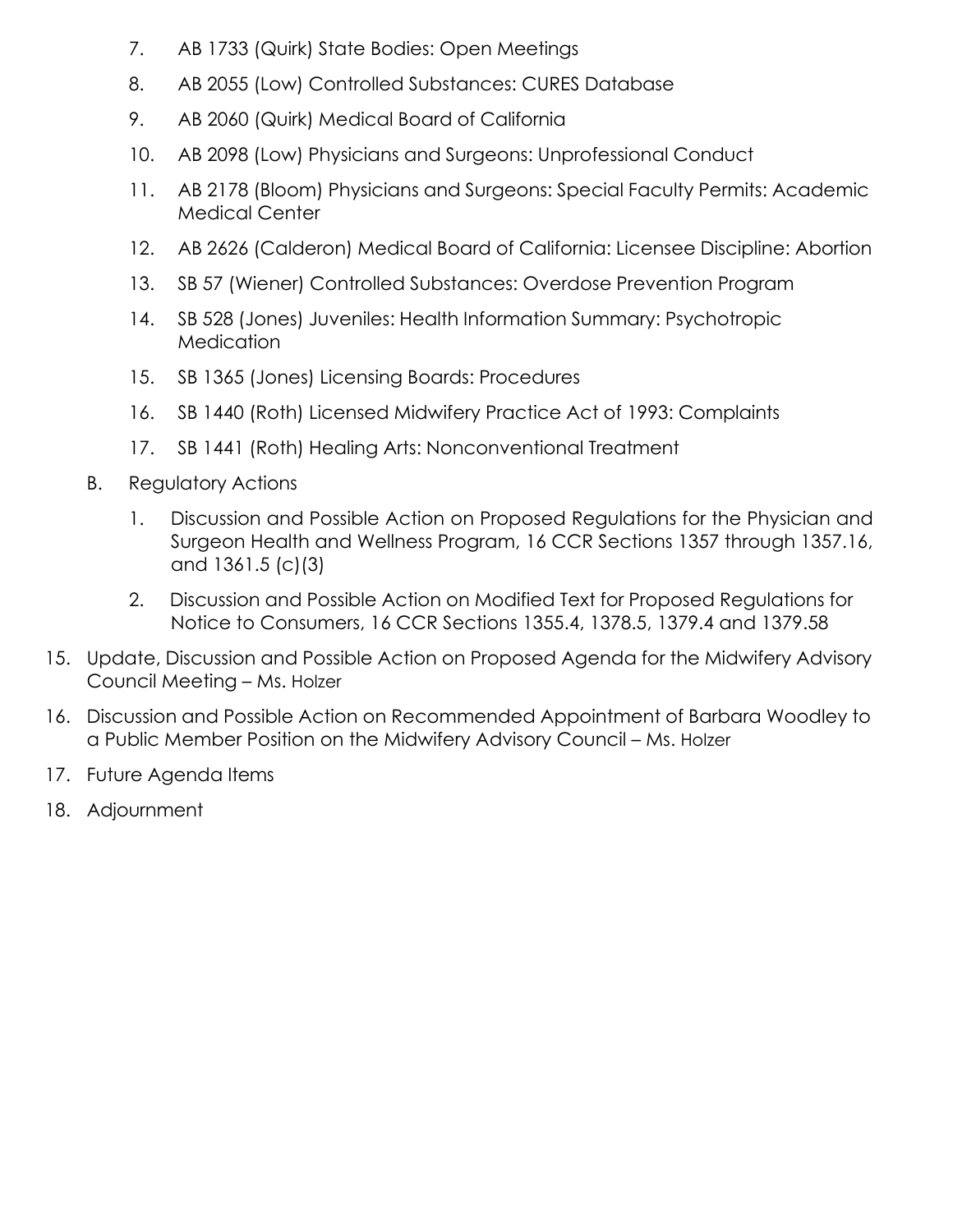7. AB 1733 (Quirk) State Bodies: Open Meetings
8. AB 2055 (Low) Controlled Substances: CURES Database
9. AB 2060 (Quirk) Medical Board of California
10. AB 2098 (Low) Physicians and Surgeons: Unprofessional Conduct
11. AB 2178 (Bloom) Physicians and Surgeons: Special Faculty Permits: Academic Medical Center
12. AB 2626 (Calderon) Medical Board of California: Licensee Discipline: Abortion
13. SB 57 (Wiener) Controlled Substances: Overdose Prevention Program
14. SB 528 (Jones) Juveniles: Health Information Summary: Psychotropic Medication
15. SB 1365 (Jones) Licensing Boards: Procedures
16. SB 1440 (Roth) Licensed Midwifery Practice Act of 1993: Complaints
17. SB 1441 (Roth) Healing Arts: Nonconventional Treatment

B. Regulatory Actions

1. Discussion and Possible Action on Proposed Regulations for the Physician and Surgeon Health and Wellness Program, 16 CCR Sections 1357 through 1357.16, and 1361.5 (c)(3)
2. Discussion and Possible Action on Modified Text for Proposed Regulations for Notice to Consumers, 16 CCR Sections 1355.4, 1378.5, 1379.4 and 1379.58

15. Update, Discussion and Possible Action on Proposed Agenda for the Midwifery Advisory Council Meeting – Ms. Holzer
16. Discussion and Possible Action on Recommended Appointment of Barbara Woodley to a Public Member Position on the Midwifery Advisory Council – Ms. Holzer
17. Future Agenda Items
18. Adjournment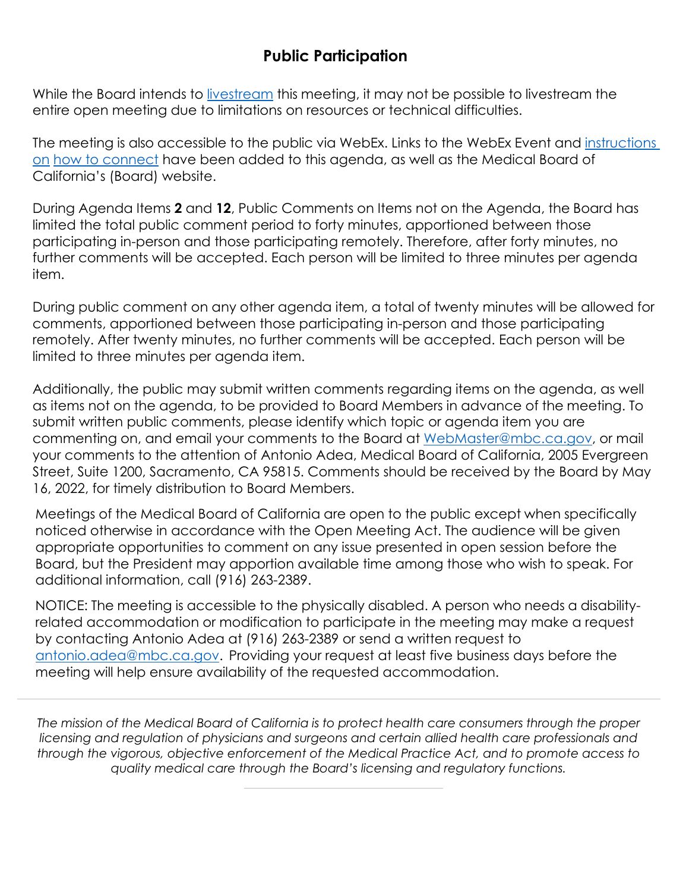## Public Participation

While the Board intends to livestream this meeting, it may not be possible to livestream the entire open meeting due to limitations on resources or technical difficulties.

The meeting is also accessible to the public via WebEx. Links to the WebEx Event and instructions on how to connect have been added to this agenda, as well as the Medical Board of California's (Board) website.

During Agenda Items **2** and **12**, Public Comments on Items not on the Agenda, the Board has limited the total public comment period to forty minutes, apportioned between those participating in-person and those participating remotely. Therefore, after forty minutes, no further comments will be accepted. Each person will be limited to three minutes per agenda item.

During public comment on any other agenda item, a total of twenty minutes will be allowed for comments, apportioned between those participating in-person and those participating remotely. After twenty minutes, no further comments will be accepted. Each person will be limited to three minutes per agenda item.

Additionally, the public may submit written comments regarding items on the agenda, as well as items not on the agenda, to be provided to Board Members in advance of the meeting. To submit written public comments, please identify which topic or agenda item you are commenting on, and email your comments to the Board at WebMaster@mbc.ca.gov, or mail your comments to the attention of Antonio Adea, Medical Board of California, 2005 Evergreen Street, Suite 1200, Sacramento, CA 95815. Comments should be received by the Board by May 16, 2022, for timely distribution to Board Members.

Meetings of the Medical Board of California are open to the public except when specifically noticed otherwise in accordance with the Open Meeting Act. The audience will be given appropriate opportunities to comment on any issue presented in open session before the Board, but the President may apportion available time among those who wish to speak. For additional information, call (916) 263-2389.

NOTICE: The meeting is accessible to the physically disabled. A person who needs a disability-related accommodation or modification to participate in the meeting may make a request by contacting Antonio Adea at (916) 263-2389 or send a written request to antonio.adea@mbc.ca.gov. Providing your request at least five business days before the meeting will help ensure availability of the requested accommodation.

---

*The mission of the Medical Board of California is to protect health care consumers through the proper licensing and regulation of physicians and surgeons and certain allied health care professionals and through the vigorous, objective enforcement of the Medical Practice Act, and to promote access to quality medical care through the Board's licensing and regulatory functions.*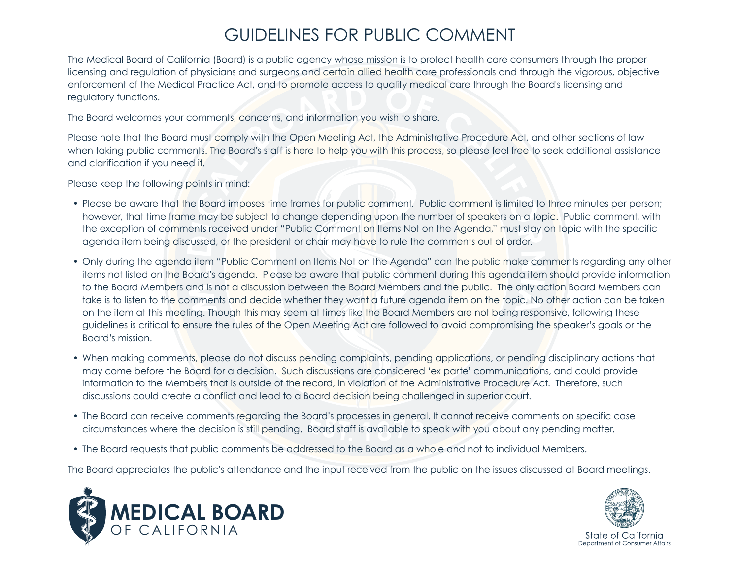# GUIDELINES FOR PUBLIC COMMENT

The Medical Board of California (Board) is a public agency whose mission is to protect health care consumers through the proper licensing and regulation of physicians and surgeons and certain allied health care professionals and through the vigorous, objective enforcement of the Medical Practice Act, and to promote access to quality medical care through the Board's licensing and regulatory functions.

The Board welcomes your comments, concerns, and information you wish to share.

Please note that the Board must comply with the Open Meeting Act, the Administrative Procedure Act, and other sections of law when taking public comments. The Board's staff is here to help you with this process, so please feel free to seek additional assistance and clarification if you need it.

Please keep the following points in mind:

- Please be aware that the Board imposes time frames for public comment. Public comment is limited to three minutes per person; however, that time frame may be subject to change depending upon the number of speakers on a topic. Public comment, with the exception of comments received under "Public Comment on Items Not on the Agenda," must stay on topic with the specific agenda item being discussed, or the president or chair may have to rule the comments out of order.
- Only during the agenda item "Public Comment on Items Not on the Agenda" can the public make comments regarding any other items not listed on the Board's agenda. Please be aware that public comment during this agenda item should provide information to the Board Members and is not a discussion between the Board Members and the public. The only action Board Members can take is to listen to the comments and decide whether they want a future agenda item on the topic. No other action can be taken on the item at this meeting. Though this may seem at times like the Board Members are not being responsive, following these guidelines is critical to ensure the rules of the Open Meeting Act are followed to avoid compromising the speaker's goals or the Board's mission.
- When making comments, please do not discuss pending complaints, pending applications, or pending disciplinary actions that may come before the Board for a decision. Such discussions are considered 'ex parte' communications, and could provide information to the Members that is outside of the record, in violation of the Administrative Procedure Act. Therefore, such discussions could create a conflict and lead to a Board decision being challenged in superior court.
- The Board can receive comments regarding the Board's processes in general. It cannot receive comments on specific case circumstances where the decision is still pending. Board staff is available to speak with you about any pending matter.
- The Board requests that public comments be addressed to the Board as a whole and not to individual Members.

The Board appreciates the public's attendance and the input received from the public on the issues discussed at Board meetings.

**MEDICAL BOARD**
OF CALIFORNIA

State of California
Department of Consumer Affairs